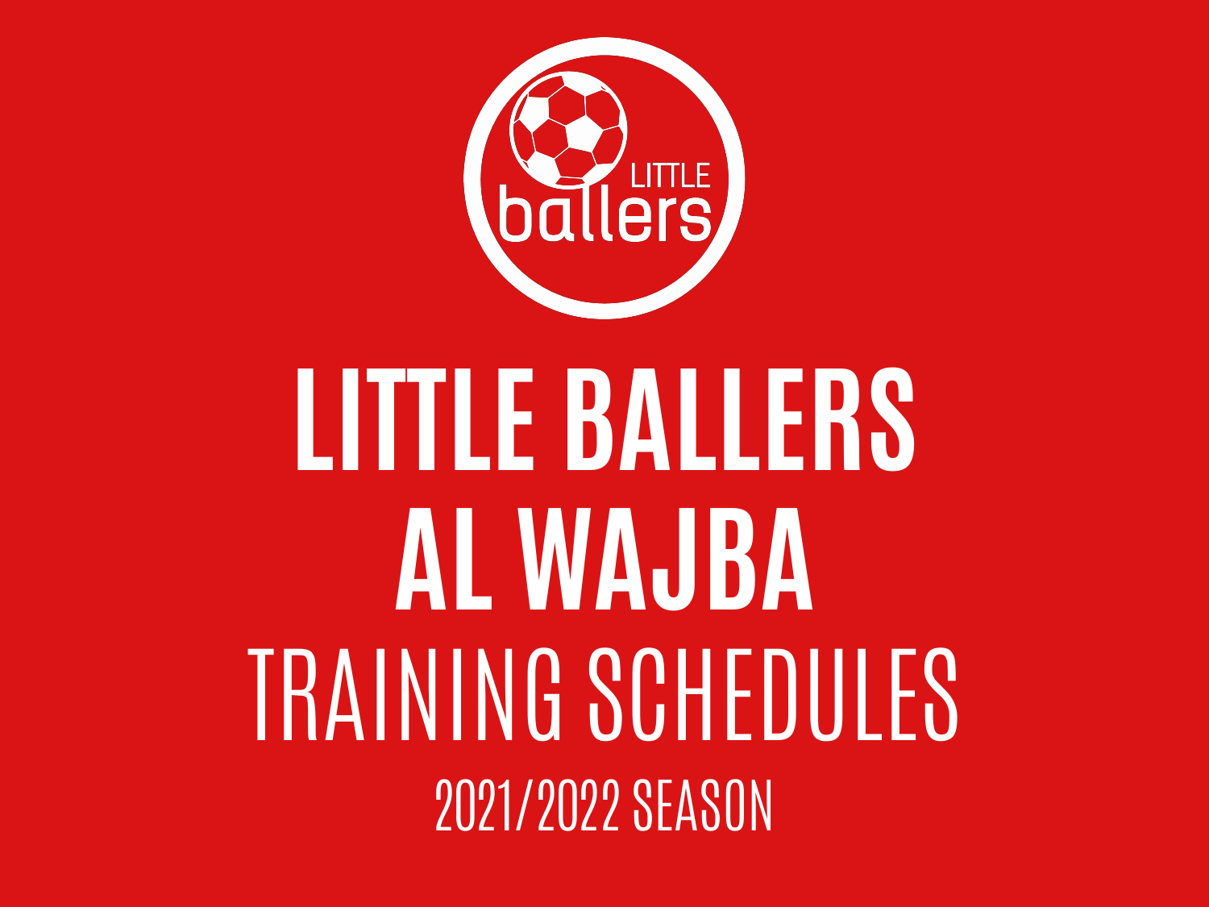# LITTLE BALLERS AL WAJBA

## TRAINING SCHEDULES

2021/2022 SEASON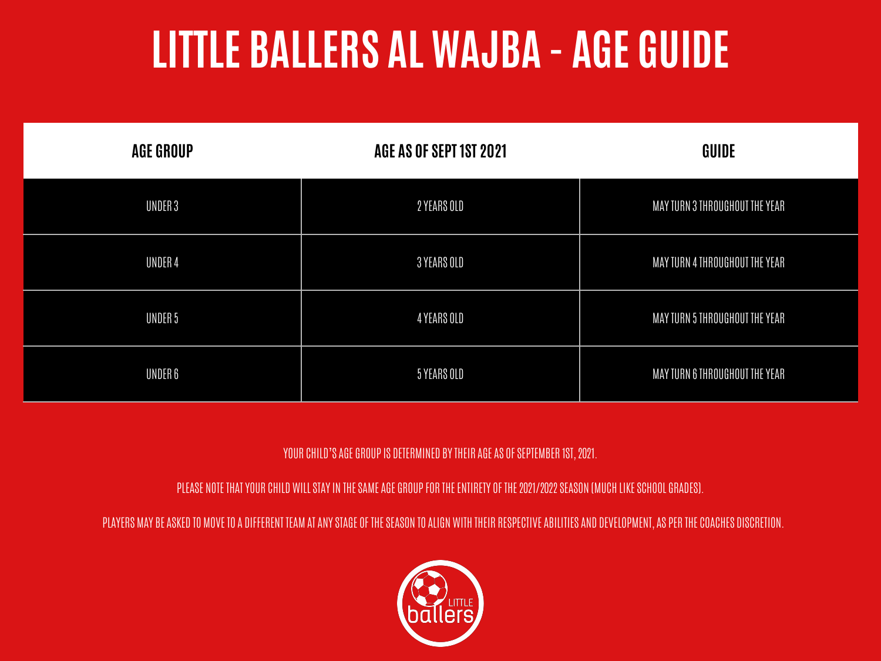# LITTLE BALLERS AL WAJBA - AGE GUIDE

| AGE GROUP | AGE AS OF SEPT 1ST 2021 | GUIDE |
| --- | --- | --- |
| UNDER 3 | 2 YEARS OLD | MAY TURN 3 THROUGHOUT THE YEAR |
| UNDER 4 | 3 YEARS OLD | MAY TURN 4 THROUGHOUT THE YEAR |
| UNDER 5 | 4 YEARS OLD | MAY TURN 5 THROUGHOUT THE YEAR |
| UNDER 6 | 5 YEARS OLD | MAY TURN 6 THROUGHOUT THE YEAR |

YOUR CHILD'S AGE GROUP IS DETERMINED BY THEIR AGE AS OF SEPTEMBER 1ST, 2021.

PLEASE NOTE THAT YOUR CHILD WILL STAY IN THE SAME AGE GROUP FOR THE ENTIRETY OF THE 2021/2022 SEASON (MUCH LIKE SCHOOL GRADES).

PLAYERS MAY BE ASKED TO MOVE TO A DIFFERENT TEAM AT ANY STAGE OF THE SEASON TO ALIGN WITH THEIR RESPECTIVE ABILITIES AND DEVELOPMENT, AS PER THE COACHES DISCRETION.

LITTLE ballers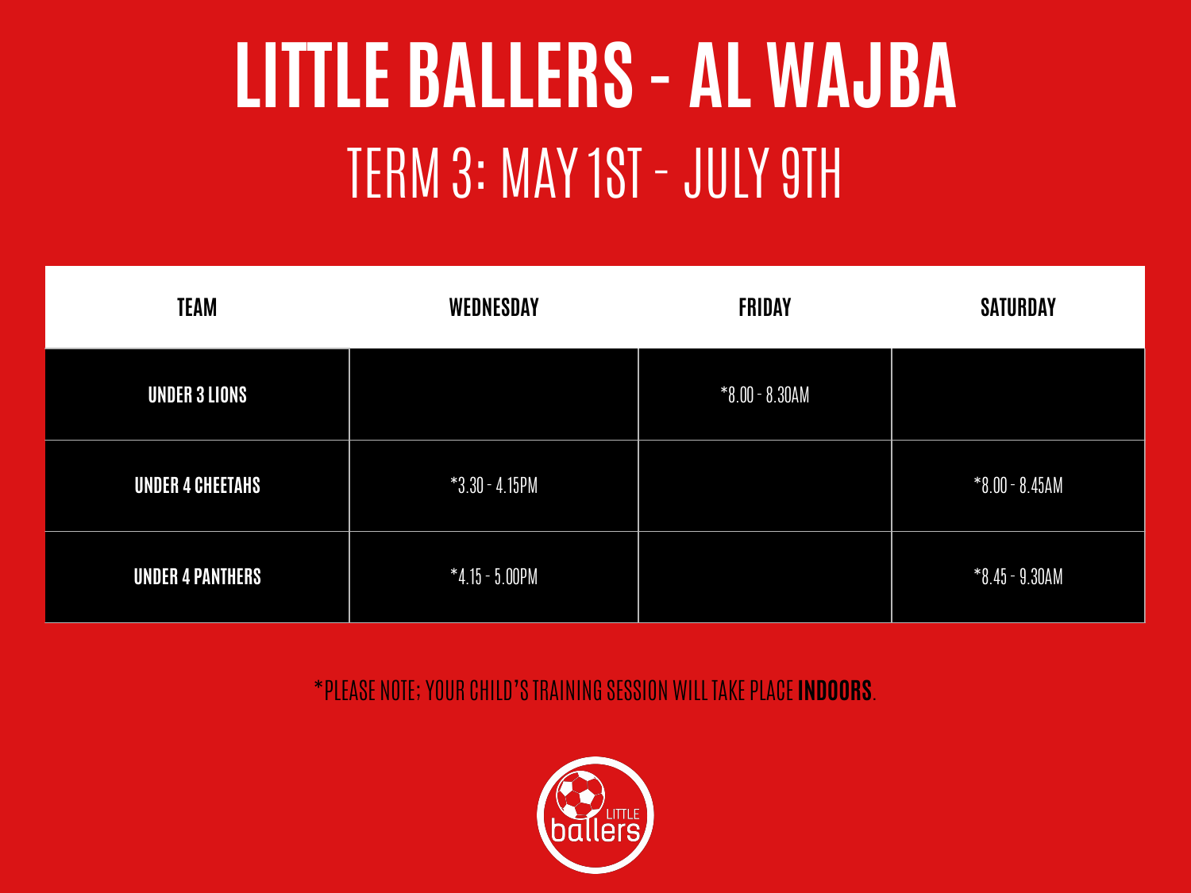# LITTLE BALLERS - AL WAJBA

## TERM 3: MAY 1ST - JULY 9TH

| TEAM | WEDNESDAY | FRIDAY | SATURDAY |
|---|---|---|---|
| UNDER 3 LIONS | | *8.00 - 8.30AM | |
| UNDER 4 CHEETAHS | *3.30 - 4.15PM | | *8.00 - 8.45AM |
| UNDER 4 PANTHERS | *4.15 - 5.00PM | | *8.45 - 9.30AM |

*PLEASE NOTE; YOUR CHILD'S TRAINING SESSION WILL TAKE PLACE **INDOORS**.

LITTLE ballers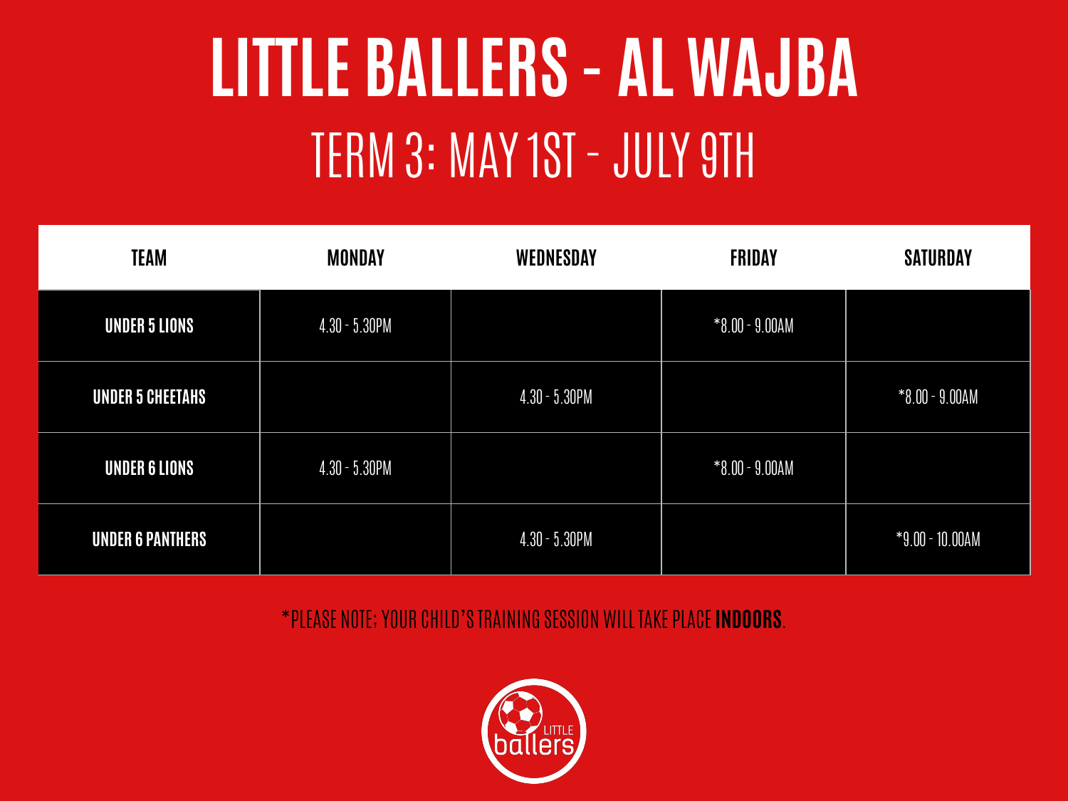# LITTLE BALLERS - AL WAJBA

## TERM 3: MAY 1ST - JULY 9TH

| TEAM | MONDAY | WEDNESDAY | FRIDAY | SATURDAY |
|---|---|---|---|---|
| UNDER 5 LIONS | 4.30 - 5.30PM | | *8.00 - 9.00AM | |
| UNDER 5 CHEETAHS | | 4.30 - 5.30PM | | *8.00 - 9.00AM |
| UNDER 6 LIONS | 4.30 - 5.30PM | | *8.00 - 9.00AM | |
| UNDER 6 PANTHERS | | 4.30 - 5.30PM | | *9.00 - 10.00AM |

*PLEASE NOTE; YOUR CHILD'S TRAINING SESSION WILL TAKE PLACE **INDOORS**.

LITTLE ballers